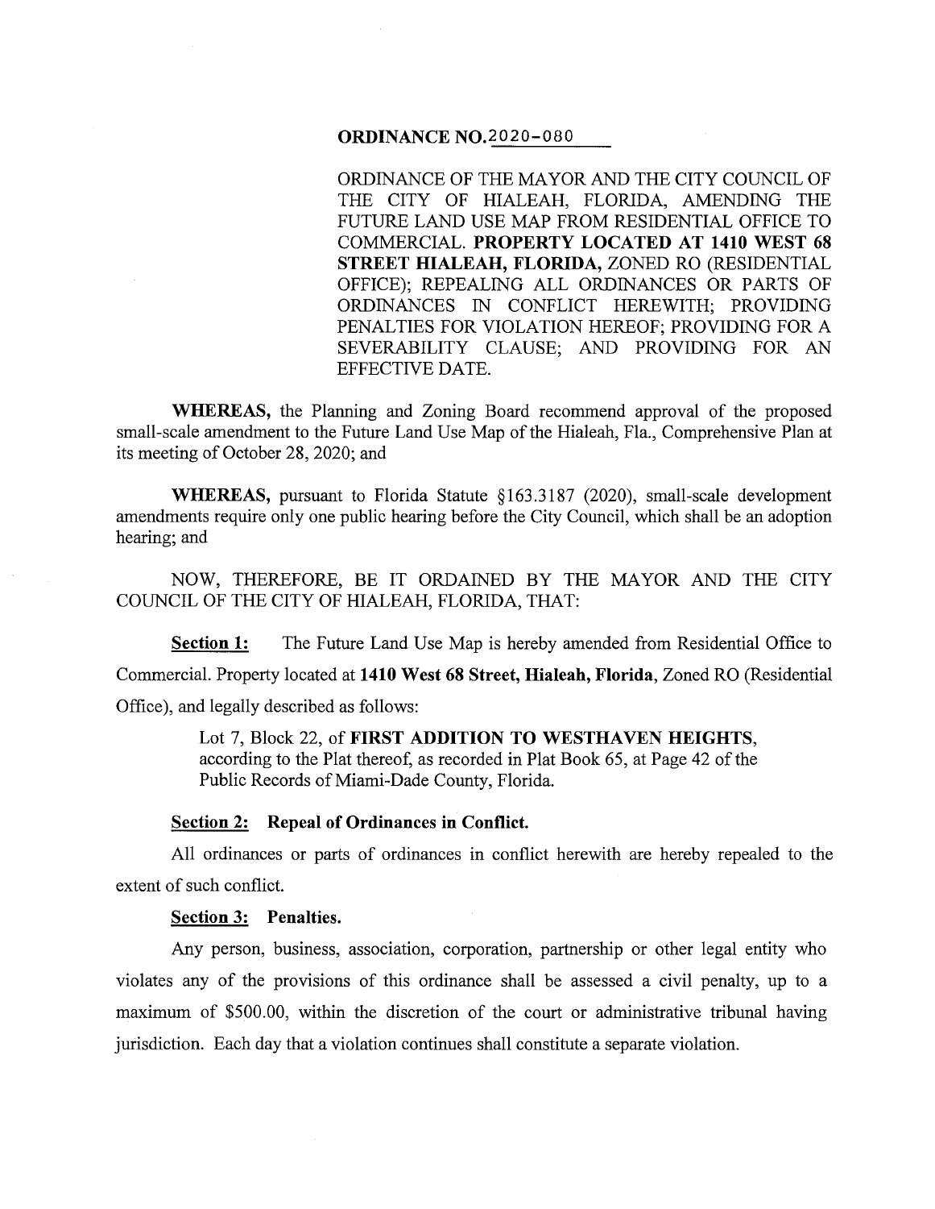**ORDINANCE NO.2020-080**

ORDINANCE OF THE MAYOR AND THE CITY COUNCIL OF THE CITY OF HIALEAH, FLORIDA, AMENDING THE FUTURE LAND USE MAP FROM RESIDENTIAL OFFICE TO COMMERCIAL. **PROPERTY LOCATED AT 1410 WEST 68 STREET HIALEAH, FLORIDA,** ZONED RO (RESIDENTIAL OFFICE); REPEALING ALL ORDINANCES OR PARTS OF ORDINANCES IN CONFLICT HEREWITH; PROVIDING PENALTIES FOR VIOLATION HEREOF; PROVIDING FOR A SEVERABILITY CLAUSE; AND PROVIDING FOR AN EFFECTIVE DATE.

**WHEREAS,** the Planning and Zoning Board recommend approval of the proposed small-scale amendment to the Future Land Use Map of the Hialeah, Fla., Comprehensive Plan at its meeting of October 28, 2020; and

**WHEREAS,** pursuant to Florida Statute §163.3187 (2020), small-scale development amendments require only one public hearing before the City Council, which shall be an adoption hearing; and

NOW, THEREFORE, BE IT ORDAINED BY THE MAYOR AND THE CITY COUNCIL OF THE CITY OF HIALEAH, FLORIDA, THAT:

**Section 1:** The Future Land Use Map is hereby amended from Residential Office to Commercial. Property located at **1410 West 68 Street, Hialeah, Florida**, Zoned RO (Residential Office), and legally described as follows:

> Lot 7, Block 22, of **FIRST ADDITION TO WESTHAVEN HEIGHTS**, according to the Plat thereof, as recorded in Plat Book 65, at Page 42 of the Public Records of Miami-Dade County, Florida.

**Section 2: Repeal of Ordinances in Conflict.**

All ordinances or parts of ordinances in conflict herewith are hereby repealed to the extent of such conflict.

**Section 3: Penalties.**

Any person, business, association, corporation, partnership or other legal entity who violates any of the provisions of this ordinance shall be assessed a civil penalty, up to a maximum of $500.00, within the discretion of the court or administrative tribunal having jurisdiction. Each day that a violation continues shall constitute a separate violation.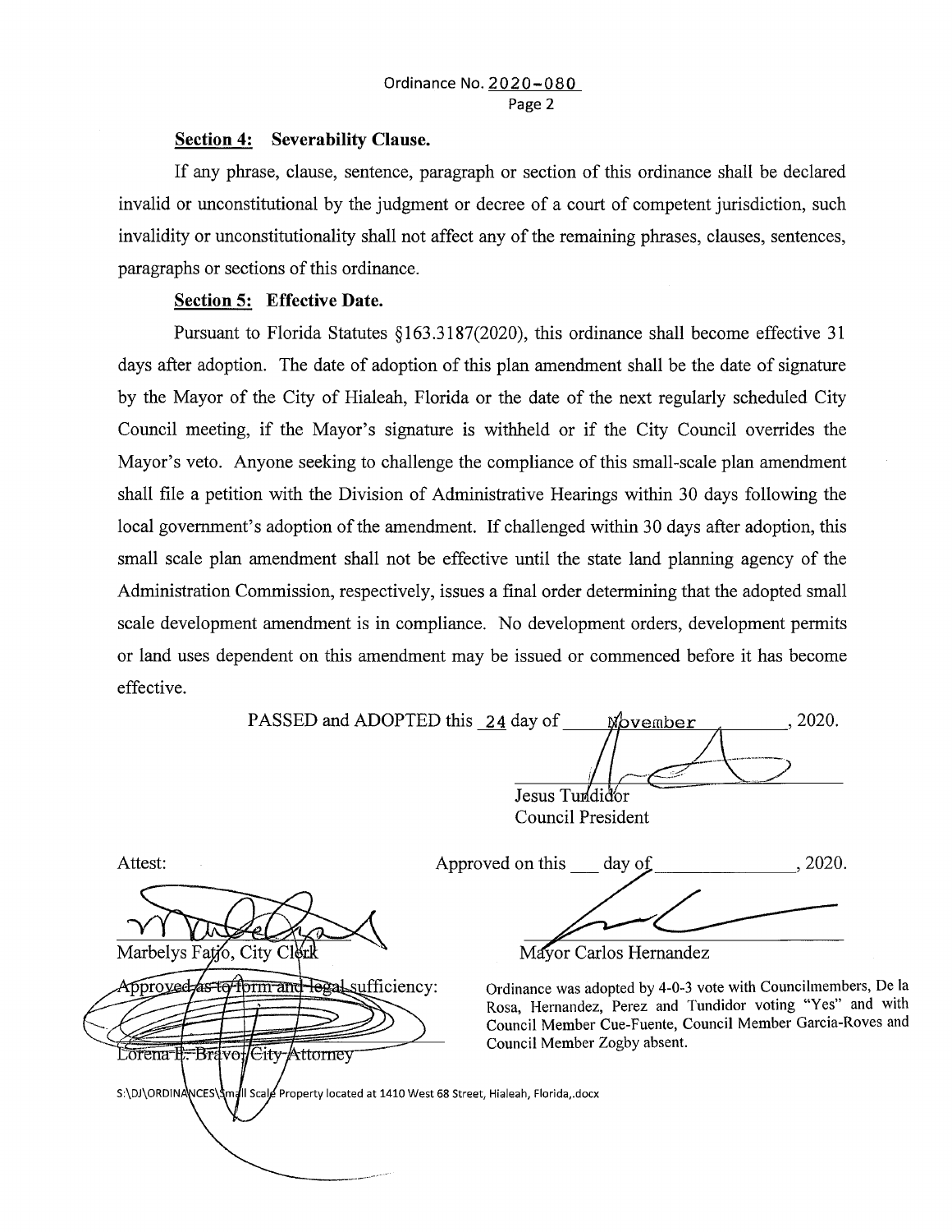Ordinance No. 2020-080

Page 2

**Section 4: Severability Clause.**

If any phrase, clause, sentence, paragraph or section of this ordinance shall be declared invalid or unconstitutional by the judgment or decree of a court of competent jurisdiction, such invalidity or unconstitutionality shall not affect any of the remaining phrases, clauses, sentences, paragraphs or sections of this ordinance.

**Section 5: Effective Date.**

Pursuant to Florida Statutes §163.3187(2020), this ordinance shall become effective 31 days after adoption. The date of adoption of this plan amendment shall be the date of signature by the Mayor of the City of Hialeah, Florida or the date of the next regularly scheduled City Council meeting, if the Mayor's signature is withheld or if the City Council overrides the Mayor's veto. Anyone seeking to challenge the compliance of this small-scale plan amendment shall file a petition with the Division of Administrative Hearings within 30 days following the local government's adoption of the amendment. If challenged within 30 days after adoption, this small scale plan amendment shall not be effective until the state land planning agency of the Administration Commission, respectively, issues a final order determining that the adopted small scale development amendment is in compliance. No development orders, development permits or land uses dependent on this amendment may be issued or commenced before it has become effective.

PASSED and ADOPTED this 24 day of November, 2020.

Jesus Tundidor
Council President

Attest:

Marbelys Fatjo, City Clerk

Approved as to form and legal sufficiency:

Lorena E. Bravo, City Attorney

Approved on this ___ day of ___________, 2020.

Mayor Carlos Hernandez

Ordinance was adopted by 4-0-3 vote with Councilmembers, De la Rosa, Hernandez, Perez and Tundidor voting "Yes" and with Council Member Cue-Fuente, Council Member Garcia-Roves and Council Member Zogby absent.

S:\DJ\ORDINANCES\Small Scale Property located at 1410 West 68 Street, Hialeah, Florida,.docx